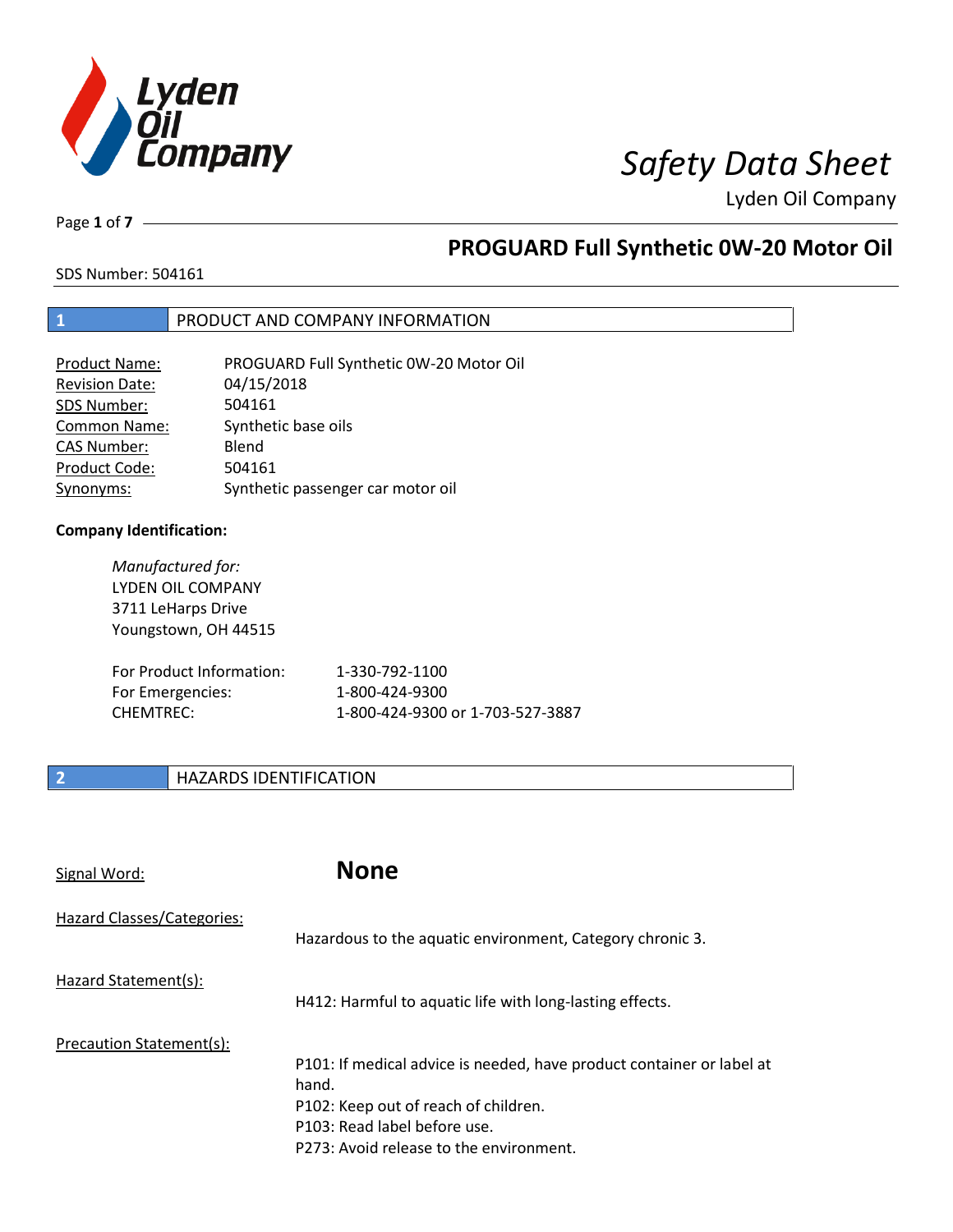# Safety Data Sheet

Lyden Oil Company

## PROGUARD Full Synthetic 0W-20 Motor Oil

SDS Number: 504161

## 1 PRODUCT AND COMPANY INFORMATION

| | |
|---|---|
| Product Name: | PROGUARD Full Synthetic 0W-20 Motor Oil |
| Revision Date: | 04/15/2018 |
| SDS Number: | 504161 |
| Common Name: | Synthetic base oils |
| CAS Number: | Blend |
| Product Code: | 504161 |
| Synonyms: | Synthetic passenger car motor oil |

**Company Identification:**

*Manufactured for:*
LYDEN OIL COMPANY
3711 LeHarps Drive
Youngstown, OH 44515

| | |
|---|---|
| For Product Information: | 1-330-792-1100 |
| For Emergencies: | 1-800-424-9300 |
| CHEMTREC: | 1-800-424-9300 or 1-703-527-3887 |

## 2 HAZARDS IDENTIFICATION

Signal Word: **None**

Hazard Classes/Categories:
Hazardous to the aquatic environment, Category chronic 3.

Hazard Statement(s):
H412: Harmful to aquatic life with long-lasting effects.

Precaution Statement(s):
P101: If medical advice is needed, have product container or label at hand.
P102: Keep out of reach of children.
P103: Read label before use.
P273: Avoid release to the environment.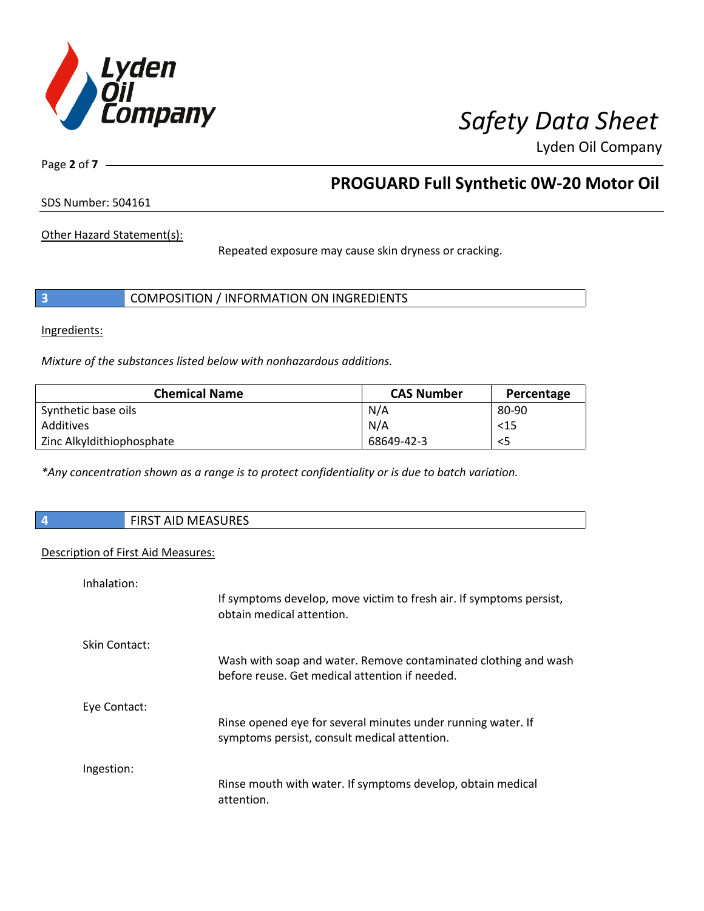Other Hazard Statement(s):

Repeated exposure may cause skin dryness or cracking.

## 3 COMPOSITION / INFORMATION ON INGREDIENTS

Ingredients:

*Mixture of the substances listed below with nonhazardous additions.*

| Chemical Name | CAS Number | Percentage |
|---|---|---|
| Synthetic base oils | N/A | 80-90 |
| Additives | N/A | <15 |
| Zinc Alkyldithiophosphate | 68649-42-3 | <5 |

*\*Any concentration shown as a range is to protect confidentiality or is due to batch variation.*

## 4 FIRST AID MEASURES

Description of First Aid Measures:

Inhalation:

If symptoms develop, move victim to fresh air. If symptoms persist, obtain medical attention.

Skin Contact:

Wash with soap and water. Remove contaminated clothing and wash before reuse. Get medical attention if needed.

Eye Contact:

Rinse opened eye for several minutes under running water. If symptoms persist, consult medical attention.

Ingestion:

Rinse mouth with water. If symptoms develop, obtain medical attention.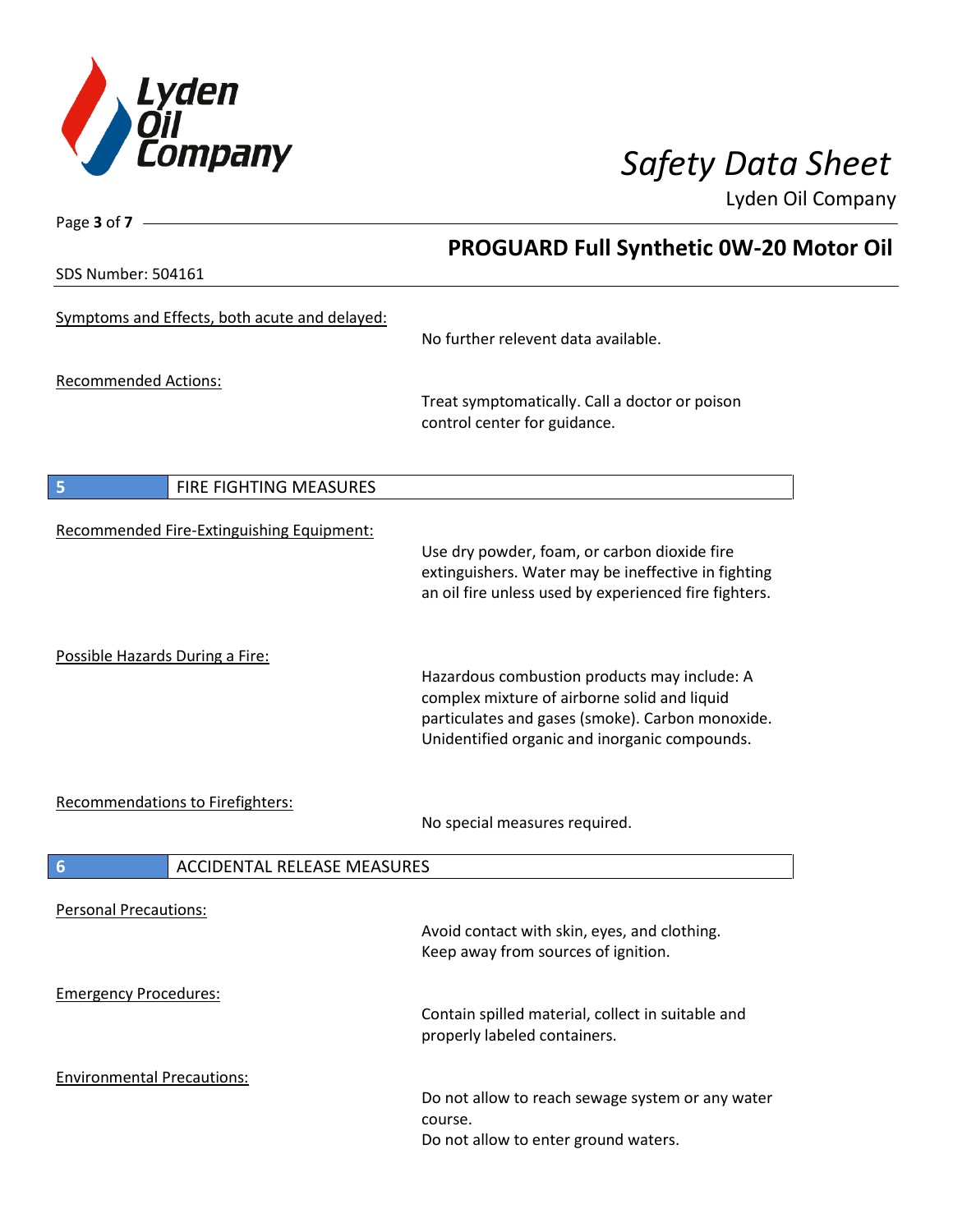Symptoms and Effects, both acute and delayed:

No further relevent data available.

Recommended Actions:

Treat symptomatically. Call a doctor or poison control center for guidance.

## 5 FIRE FIGHTING MEASURES

Recommended Fire-Extinguishing Equipment:

Use dry powder, foam, or carbon dioxide fire extinguishers. Water may be ineffective in fighting an oil fire unless used by experienced fire fighters.

Possible Hazards During a Fire:

Hazardous combustion products may include: A complex mixture of airborne solid and liquid particulates and gases (smoke). Carbon monoxide. Unidentified organic and inorganic compounds.

Recommendations to Firefighters:

No special measures required.

## 6 ACCIDENTAL RELEASE MEASURES

Personal Precautions:

Avoid contact with skin, eyes, and clothing.
Keep away from sources of ignition.

Emergency Procedures:

Contain spilled material, collect in suitable and properly labeled containers.

Environmental Precautions:

Do not allow to reach sewage system or any water course.
Do not allow to enter ground waters.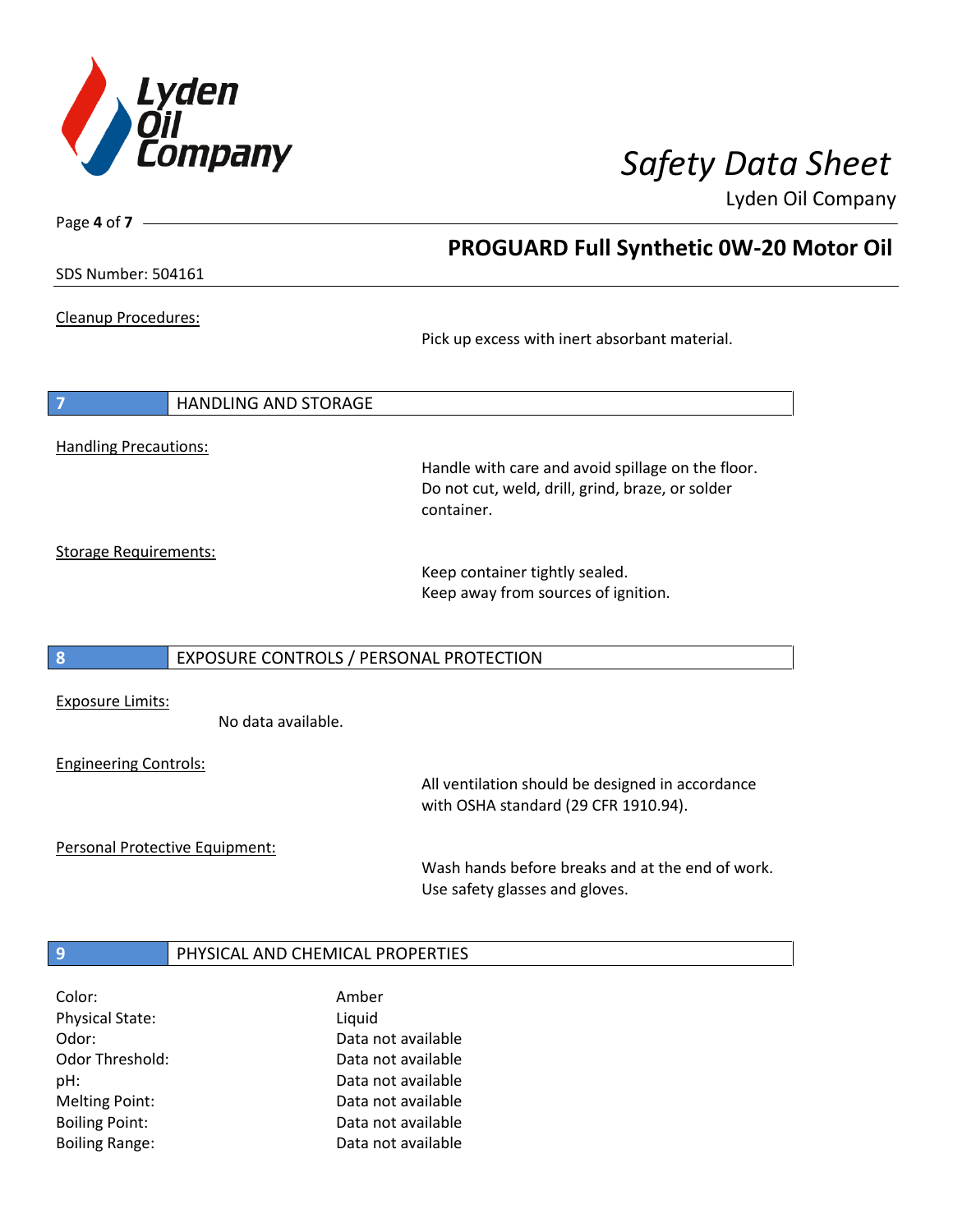**Cleanup Procedures:**

Pick up excess with inert absorbant material.

## 7 HANDLING AND STORAGE

**Handling Precautions:**

Handle with care and avoid spillage on the floor.
Do not cut, weld, drill, grind, braze, or solder container.

**Storage Requirements:**

Keep container tightly sealed.
Keep away from sources of ignition.

## 8 EXPOSURE CONTROLS / PERSONAL PROTECTION

**Exposure Limits:**

No data available.

**Engineering Controls:**

All ventilation should be designed in accordance with OSHA standard (29 CFR 1910.94).

**Personal Protective Equipment:**

Wash hands before breaks and at the end of work.
Use safety glasses and gloves.

## 9 PHYSICAL AND CHEMICAL PROPERTIES

| | |
|---|---|
| Color: | Amber |
| Physical State: | Liquid |
| Odor: | Data not available |
| Odor Threshold: | Data not available |
| pH: | Data not available |
| Melting Point: | Data not available |
| Boiling Point: | Data not available |
| Boiling Range: | Data not available |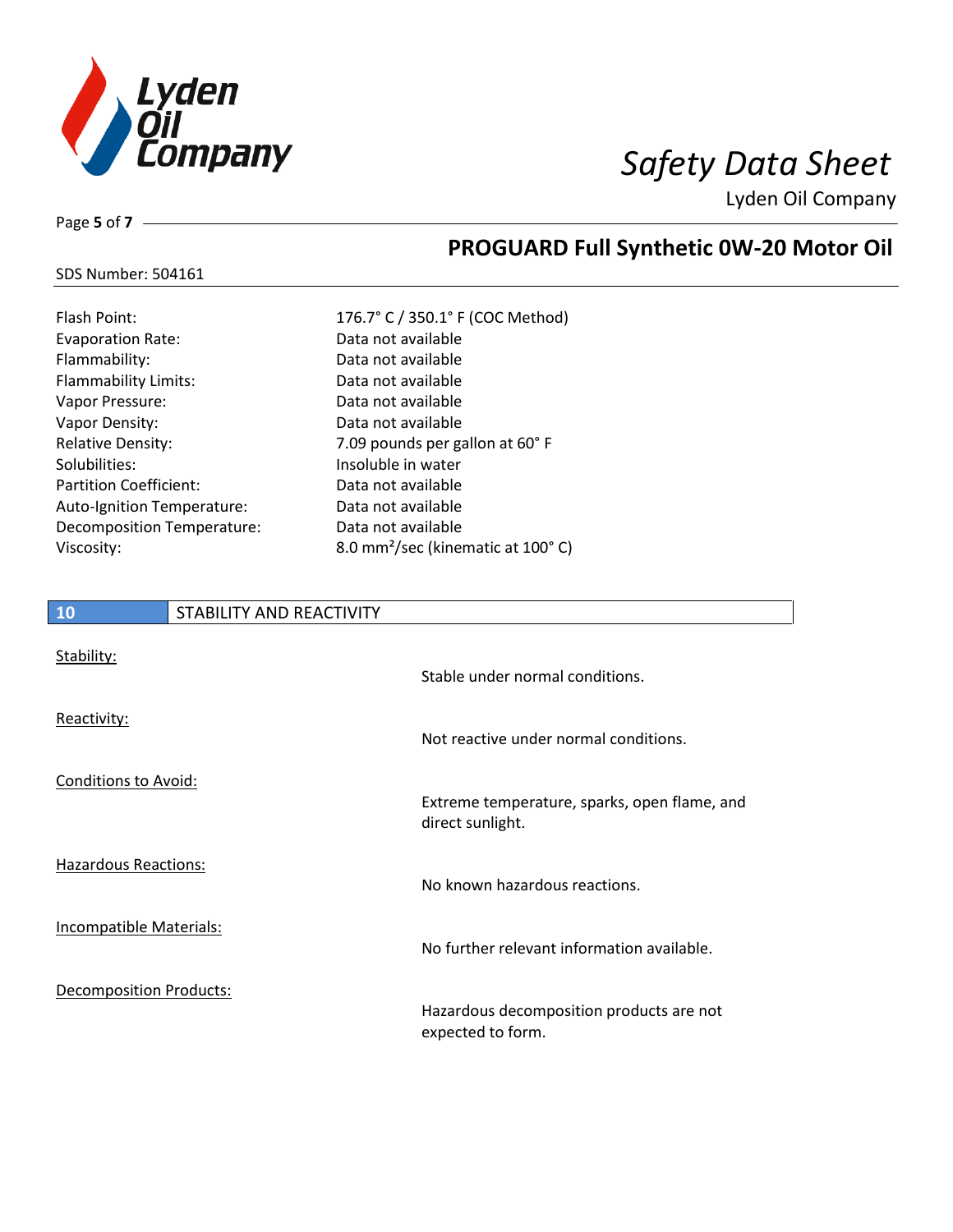| | |
|---|---|
| Flash Point: | 176.7° C / 350.1° F (COC Method) |
| Evaporation Rate: | Data not available |
| Flammability: | Data not available |
| Flammability Limits: | Data not available |
| Vapor Pressure: | Data not available |
| Vapor Density: | Data not available |
| Relative Density: | 7.09 pounds per gallon at 60° F |
| Solubilities: | Insoluble in water |
| Partition Coefficient: | Data not available |
| Auto-Ignition Temperature: | Data not available |
| Decomposition Temperature: | Data not available |
| Viscosity: | 8.0 $mm^2$/sec (kinematic at 100° C) |

## 10 STABILITY AND REACTIVITY

Stability:

Stable under normal conditions.

Reactivity:

Not reactive under normal conditions.

Conditions to Avoid:

Extreme temperature, sparks, open flame, and direct sunlight.

Hazardous Reactions:

No known hazardous reactions.

Incompatible Materials:

No further relevant information available.

Decomposition Products:

Hazardous decomposition products are not expected to form.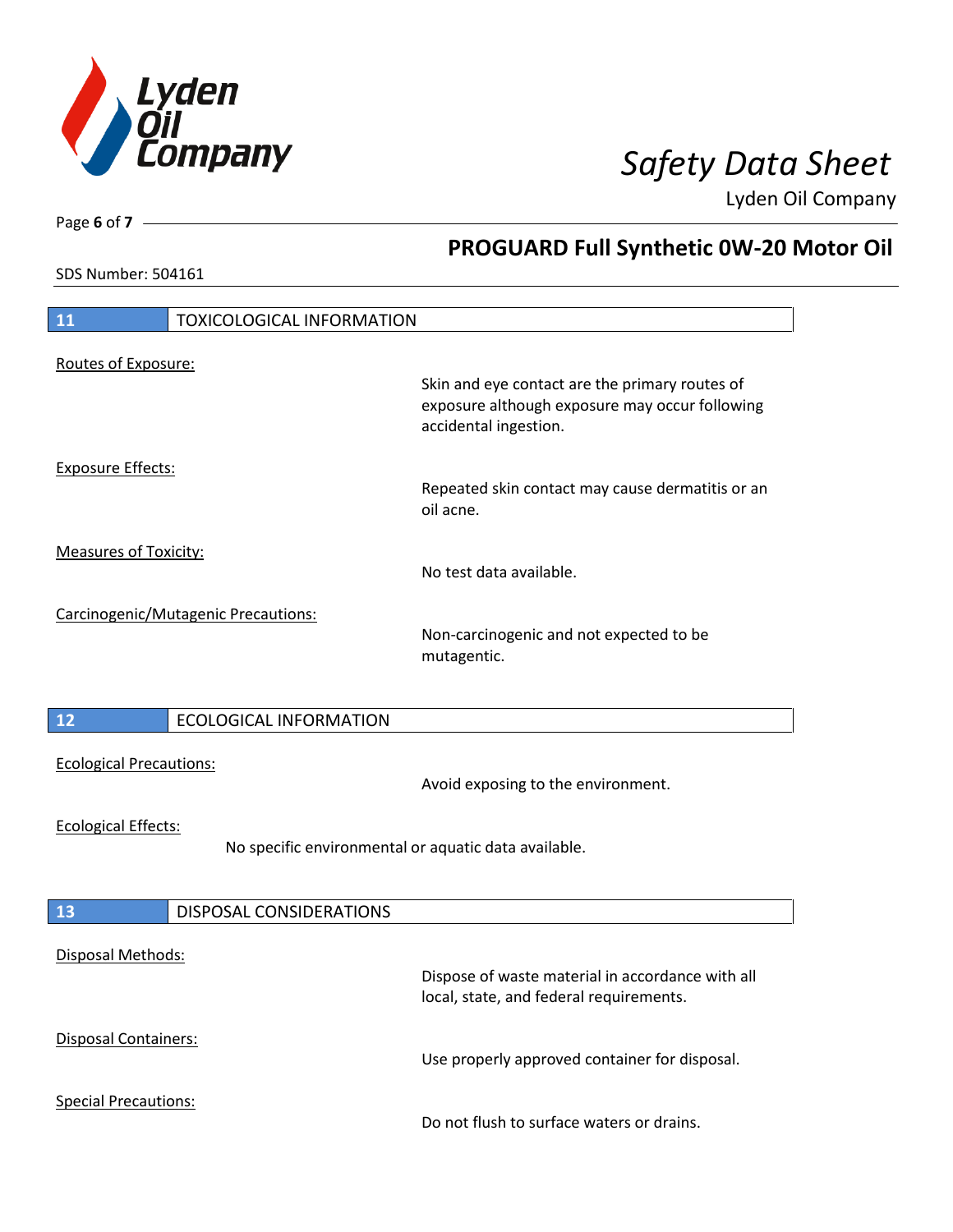## 11 TOXICOLOGICAL INFORMATION

Routes of Exposure:

Skin and eye contact are the primary routes of exposure although exposure may occur following accidental ingestion.

Exposure Effects:

Repeated skin contact may cause dermatitis or an oil acne.

Measures of Toxicity:

No test data available.

Carcinogenic/Mutagenic Precautions:

Non-carcinogenic and not expected to be mutagentic.

## 12 ECOLOGICAL INFORMATION

Ecological Precautions:

Avoid exposing to the environment.

Ecological Effects:

No specific environmental or aquatic data available.

## 13 DISPOSAL CONSIDERATIONS

Disposal Methods:

Dispose of waste material in accordance with all local, state, and federal requirements.

Disposal Containers:

Use properly approved container for disposal.

Special Precautions:

Do not flush to surface waters or drains.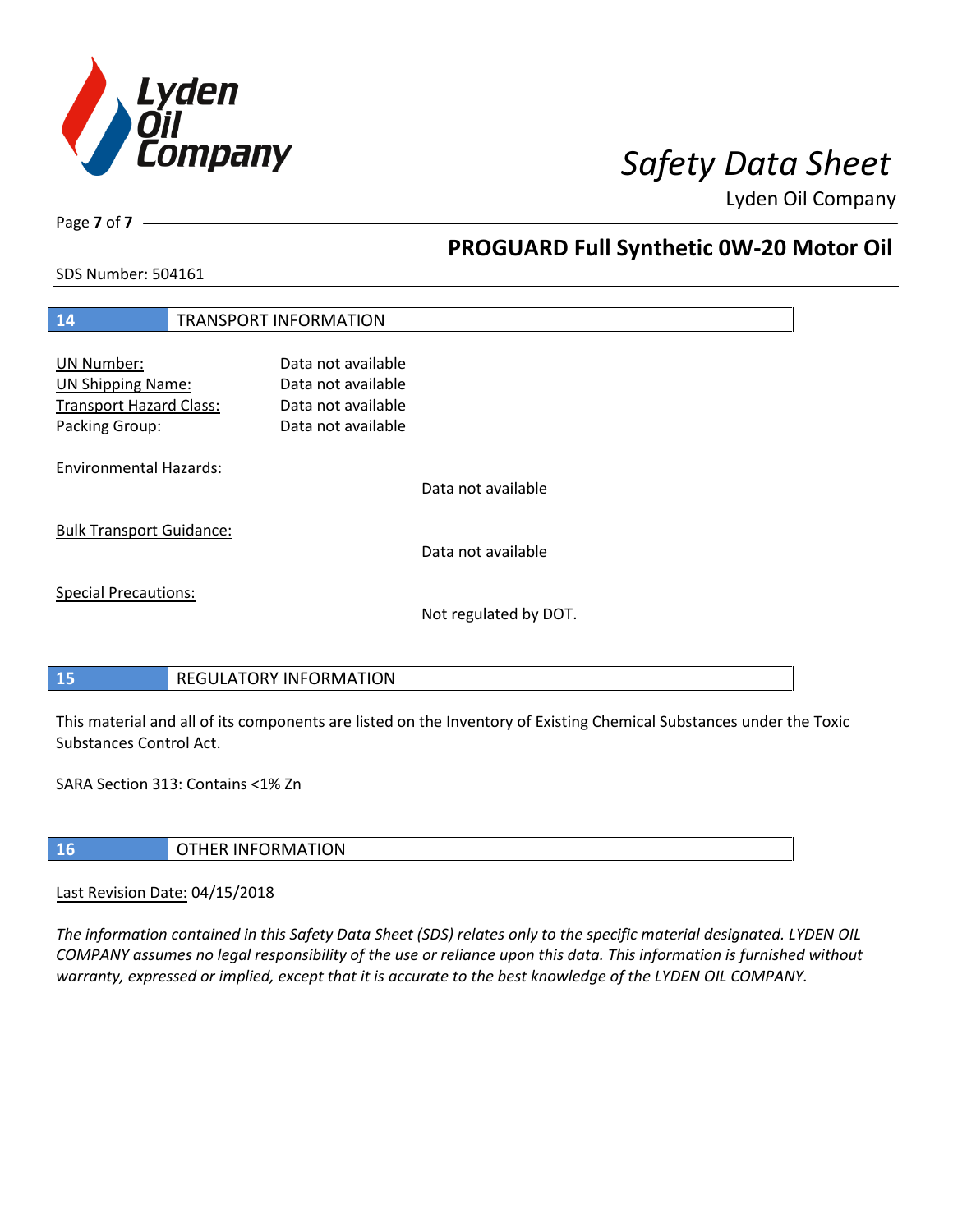## 14 TRANSPORT INFORMATION

| | |
|---|---|
| UN Number: | Data not available |
| UN Shipping Name: | Data not available |
| Transport Hazard Class: | Data not available |
| Packing Group: | Data not available |

Environmental Hazards:

Data not available

Bulk Transport Guidance:

Data not available

Special Precautions:

Not regulated by DOT.

## 15 REGULATORY INFORMATION

This material and all of its components are listed on the Inventory of Existing Chemical Substances under the Toxic Substances Control Act.

SARA Section 313: Contains <1% Zn

## 16 OTHER INFORMATION

Last Revision Date: 04/15/2018

*The information contained in this Safety Data Sheet (SDS) relates only to the specific material designated. LYDEN OIL COMPANY assumes no legal responsibility of the use or reliance upon this data. This information is furnished without warranty, expressed or implied, except that it is accurate to the best knowledge of the LYDEN OIL COMPANY.*